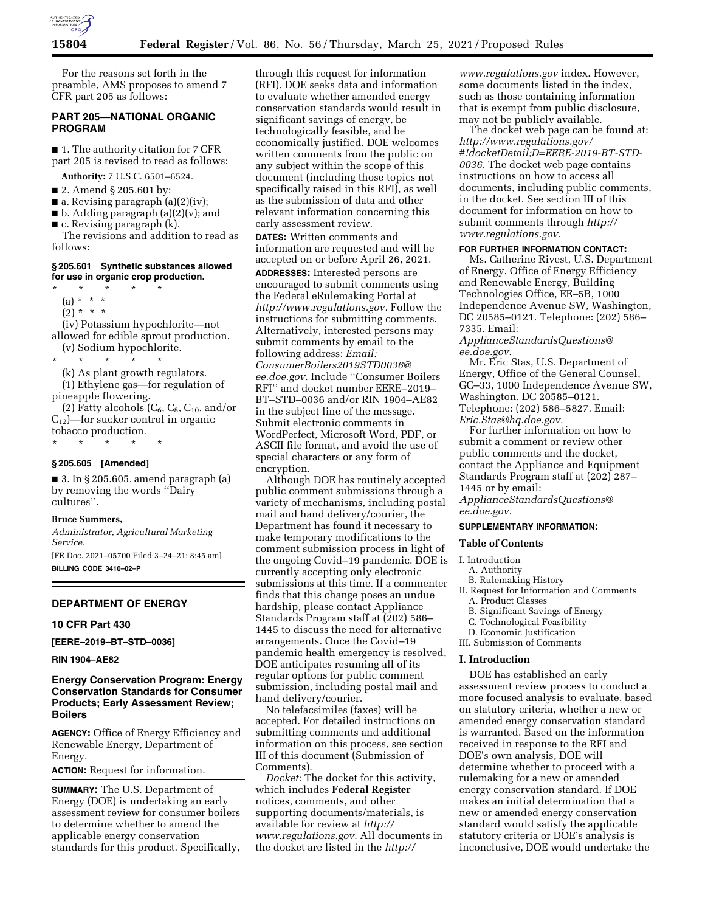For the reasons set forth in the preamble, AMS proposes to amend 7 CFR part 205 as follows:

## PART 205—NATIONAL ORGANIC PROGRAM

■ 1. The authority citation for 7 CFR part 205 is revised to read as follows:

**Authority:** 7 U.S.C. 6501–6524.

■ 2. Amend § 205.601 by:

■ a. Revising paragraph (a)(2)(iv);

■ b. Adding paragraph (a)(2)(v); and

■ c. Revising paragraph (k).

The revisions and addition to read as follows:

### § 205.601 Synthetic substances allowed for use in organic crop production.

\* \* \* \* \*

(a) \* \* \*

(2) \* \* \*

(iv) Potassium hypochlorite—not allowed for edible sprout production.

(v) Sodium hypochlorite.

\* \* \* \* \*

(k) As plant growth regulators.

(1) Ethylene gas—for regulation of pineapple flowering.

(2) Fatty alcohols ($C_6$, $C_8$, $C_{10}$, and/or $C_{12}$)—for sucker control in organic tobacco production.

\* \* \* \* \*

### § 205.605 [Amended]

■ 3. In § 205.605, amend paragraph (a) by removing the words ''Dairy cultures''.

**Bruce Summers,**

*Administrator, Agricultural Marketing Service.*

[FR Doc. 2021–05700 Filed 3–24–21; 8:45 am]

**BILLING CODE 3410–02–P**

## DEPARTMENT OF ENERGY

### 10 CFR Part 430

**[EERE–2019–BT–STD–0036]**

**RIN 1904–AE82**

## Energy Conservation Program: Energy Conservation Standards for Consumer Products; Early Assessment Review; Boilers

**AGENCY:** Office of Energy Efficiency and Renewable Energy, Department of Energy.

**ACTION:** Request for information.

**SUMMARY:** The U.S. Department of Energy (DOE) is undertaking an early assessment review for consumer boilers to determine whether to amend the applicable energy conservation standards for this product. Specifically, through this request for information (RFI), DOE seeks data and information to evaluate whether amended energy conservation standards would result in significant savings of energy, be technologically feasible, and be economically justified. DOE welcomes written comments from the public on any subject within the scope of this document (including those topics not specifically raised in this RFI), as well as the submission of data and other relevant information concerning this early assessment review.

**DATES:** Written comments and information are requested and will be accepted on or before April 26, 2021.

**ADDRESSES:** Interested persons are encouraged to submit comments using the Federal eRulemaking Portal at *http://www.regulations.gov.* Follow the instructions for submitting comments. Alternatively, interested persons may submit comments by email to the following address: *Email: ConsumerBoilers2019STD0036@ee.doe.gov.* Include ''Consumer Boilers RFI'' and docket number EERE–2019–BT–STD–0036 and/or RIN 1904–AE82 in the subject line of the message. Submit electronic comments in WordPerfect, Microsoft Word, PDF, or ASCII file format, and avoid the use of special characters or any form of encryption.

Although DOE has routinely accepted public comment submissions through a variety of mechanisms, including postal mail and hand delivery/courier, the Department has found it necessary to make temporary modifications to the comment submission process in light of the ongoing Covid–19 pandemic. DOE is currently accepting only electronic submissions at this time. If a commenter finds that this change poses an undue hardship, please contact Appliance Standards Program staff at (202) 586–1445 to discuss the need for alternative arrangements. Once the Covid–19 pandemic health emergency is resolved, DOE anticipates resuming all of its regular options for public comment submission, including postal mail and hand delivery/courier.

No telefacsimiles (faxes) will be accepted. For detailed instructions on submitting comments and additional information on this process, see section III of this document (Submission of Comments).

*Docket:* The docket for this activity, which includes **Federal Register** notices, comments, and other supporting documents/materials, is available for review at *http://www.regulations.gov.* All documents in the docket are listed in the *http://www.regulations.gov* index. However, some documents listed in the index, such as those containing information that is exempt from public disclosure, may not be publicly available.

The docket web page can be found at: *http://www.regulations.gov/#!docketDetail;D=EERE-2019-BT-STD-0036.* The docket web page contains instructions on how to access all documents, including public comments, in the docket. See section III of this document for information on how to submit comments through *http://www.regulations.gov.*

**FOR FURTHER INFORMATION CONTACT:**

Ms. Catherine Rivest, U.S. Department of Energy, Office of Energy Efficiency and Renewable Energy, Building Technologies Office, EE–5B, 1000 Independence Avenue SW, Washington, DC 20585–0121. Telephone: (202) 586–7335. Email: *ApplianceStandardsQuestions@ee.doe.gov.*

Mr. Eric Stas, U.S. Department of Energy, Office of the General Counsel, GC–33, 1000 Independence Avenue SW, Washington, DC 20585–0121. Telephone: (202) 586–5827. Email: *Eric.Stas@hq.doe.gov.*

For further information on how to submit a comment or review other public comments and the docket, contact the Appliance and Equipment Standards Program staff at (202) 287–1445 or by email: *ApplianceStandardsQuestions@ee.doe.gov.*

**SUPPLEMENTARY INFORMATION:**

### Table of Contents

- I. Introduction
  - A. Authority
  - B. Rulemaking History
- II. Request for Information and Comments
  - A. Product Classes
  - B. Significant Savings of Energy
  - C. Technological Feasibility
  - D. Economic Justification
- III. Submission of Comments

### I. Introduction

DOE has established an early assessment review process to conduct a more focused analysis to evaluate, based on statutory criteria, whether a new or amended energy conservation standard is warranted. Based on the information received in response to the RFI and DOE's own analysis, DOE will determine whether to proceed with a rulemaking for a new or amended energy conservation standard. If DOE makes an initial determination that a new or amended energy conservation standard would satisfy the applicable statutory criteria or DOE's analysis is inconclusive, DOE would undertake the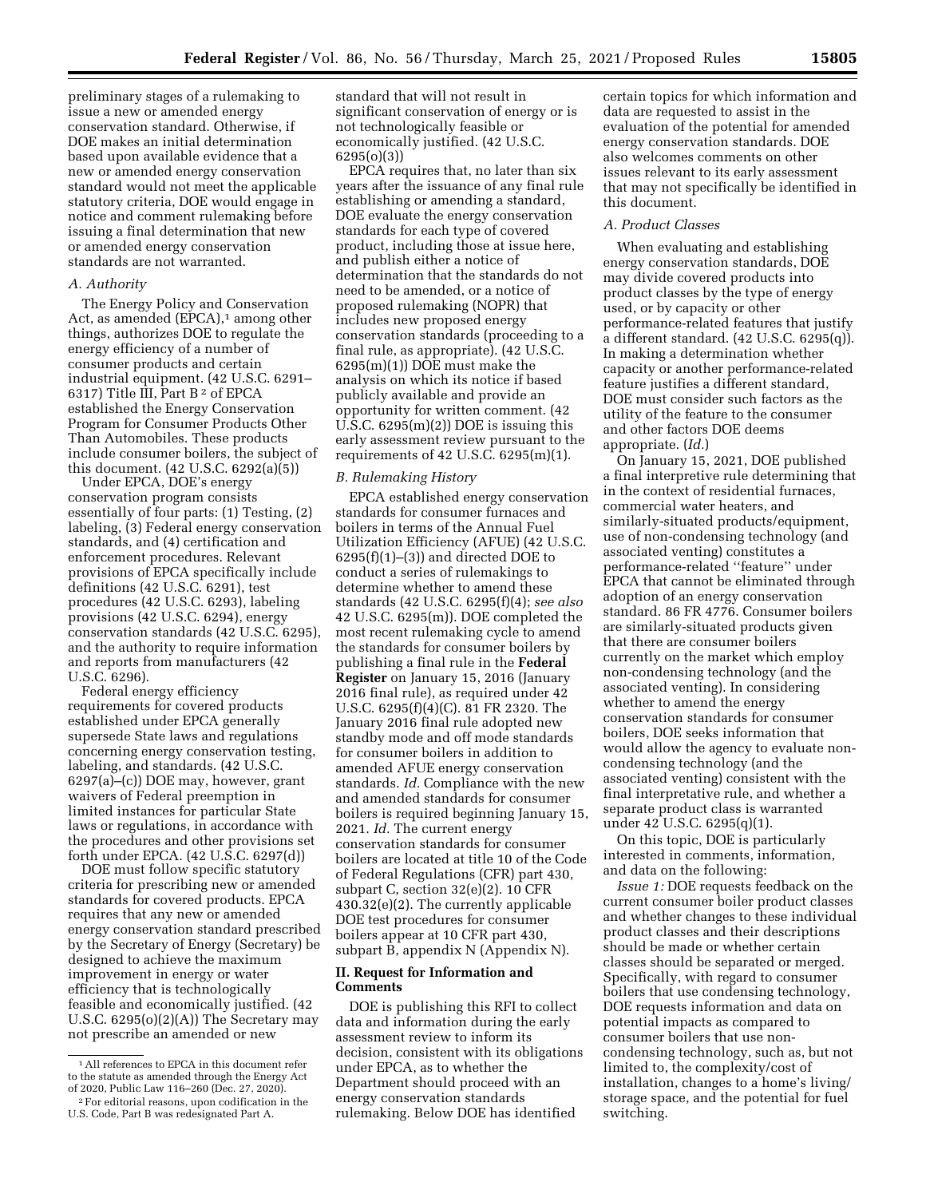preliminary stages of a rulemaking to issue a new or amended energy conservation standard. Otherwise, if DOE makes an initial determination based upon available evidence that a new or amended energy conservation standard would not meet the applicable statutory criteria, DOE would engage in notice and comment rulemaking before issuing a final determination that new or amended energy conservation standards are not warranted.

### A. Authority

The Energy Policy and Conservation Act, as amended (EPCA),[1] among other things, authorizes DOE to regulate the energy efficiency of a number of consumer products and certain industrial equipment. (42 U.S.C. 6291–6317) Title III, Part B [2] of EPCA established the Energy Conservation Program for Consumer Products Other Than Automobiles. These products include consumer boilers, the subject of this document. (42 U.S.C. 6292(a)(5))

Under EPCA, DOE's energy conservation program consists essentially of four parts: (1) Testing, (2) labeling, (3) Federal energy conservation standards, and (4) certification and enforcement procedures. Relevant provisions of EPCA specifically include definitions (42 U.S.C. 6291), test procedures (42 U.S.C. 6293), labeling provisions (42 U.S.C. 6294), energy conservation standards (42 U.S.C. 6295), and the authority to require information and reports from manufacturers (42 U.S.C. 6296).

Federal energy efficiency requirements for covered products established under EPCA generally supersede State laws and regulations concerning energy conservation testing, labeling, and standards. (42 U.S.C. 6297(a)–(c)) DOE may, however, grant waivers of Federal preemption in limited instances for particular State laws or regulations, in accordance with the procedures and other provisions set forth under EPCA. (42 U.S.C. 6297(d))

DOE must follow specific statutory criteria for prescribing new or amended standards for covered products. EPCA requires that any new or amended energy conservation standard prescribed by the Secretary of Energy (Secretary) be designed to achieve the maximum improvement in energy or water efficiency that is technologically feasible and economically justified. (42 U.S.C. 6295(o)(2)(A)) The Secretary may not prescribe an amended or new standard that will not result in significant conservation of energy or is not technologically feasible or economically justified. (42 U.S.C. 6295(o)(3))

EPCA requires that, no later than six years after the issuance of any final rule establishing or amending a standard, DOE evaluate the energy conservation standards for each type of covered product, including those at issue here, and publish either a notice of determination that the standards do not need to be amended, or a notice of proposed rulemaking (NOPR) that includes new proposed energy conservation standards (proceeding to a final rule, as appropriate). (42 U.S.C. 6295(m)(1)) DOE must make the analysis on which its notice if based publicly available and provide an opportunity for written comment. (42 U.S.C. 6295(m)(2)) DOE is issuing this early assessment review pursuant to the requirements of 42 U.S.C. 6295(m)(1).

### B. Rulemaking History

EPCA established energy conservation standards for consumer furnaces and boilers in terms of the Annual Fuel Utilization Efficiency (AFUE) (42 U.S.C. 6295(f)(1)–(3)) and directed DOE to conduct a series of rulemakings to determine whether to amend these standards (42 U.S.C. 6295(f)(4); *see also* 42 U.S.C. 6295(m)). DOE completed the most recent rulemaking cycle to amend the standards for consumer boilers by publishing a final rule in the **Federal Register** on January 15, 2016 (January 2016 final rule), as required under 42 U.S.C. 6295(f)(4)(C). 81 FR 2320. The January 2016 final rule adopted new standby mode and off mode standards for consumer boilers in addition to amended AFUE energy conservation standards. *Id.* Compliance with the new and amended standards for consumer boilers is required beginning January 15, 2021. *Id.* The current energy conservation standards for consumer boilers are located at title 10 of the Code of Federal Regulations (CFR) part 430, subpart C, section 32(e)(2). 10 CFR 430.32(e)(2). The currently applicable DOE test procedures for consumer boilers appear at 10 CFR part 430, subpart B, appendix N (Appendix N).

## II. Request for Information and Comments

DOE is publishing this RFI to collect data and information during the early assessment review to inform its decision, consistent with its obligations under EPCA, as to whether the Department should proceed with an energy conservation standards rulemaking. Below DOE has identified certain topics for which information and data are requested to assist in the evaluation of the potential for amended energy conservation standards. DOE also welcomes comments on other issues relevant to its early assessment that may not specifically be identified in this document.

### A. Product Classes

When evaluating and establishing energy conservation standards, DOE may divide covered products into product classes by the type of energy used, or by capacity or other performance-related features that justify a different standard. (42 U.S.C. 6295(q)). In making a determination whether capacity or another performance-related feature justifies a different standard, DOE must consider such factors as the utility of the feature to the consumer and other factors DOE deems appropriate. (*Id.*)

On January 15, 2021, DOE published a final interpretive rule determining that in the context of residential furnaces, commercial water heaters, and similarly-situated products/equipment, use of non-condensing technology (and associated venting) constitutes a performance-related ''feature'' under EPCA that cannot be eliminated through adoption of an energy conservation standard. 86 FR 4776. Consumer boilers are similarly-situated products given that there are consumer boilers currently on the market which employ non-condensing technology (and the associated venting). In considering whether to amend the energy conservation standards for consumer boilers, DOE seeks information that would allow the agency to evaluate non-condensing technology (and the associated venting) consistent with the final interpretative rule, and whether a separate product class is warranted under 42 U.S.C. 6295(q)(1).

On this topic, DOE is particularly interested in comments, information, and data on the following:

*Issue 1:* DOE requests feedback on the current consumer boiler product classes and whether changes to these individual product classes and their descriptions should be made or whether certain classes should be separated or merged. Specifically, with regard to consumer boilers that use condensing technology, DOE requests information and data on potential impacts as compared to consumer boilers that use non-condensing technology, such as, but not limited to, the complexity/cost of installation, changes to a home's living/storage space, and the potential for fuel switching.

---

[1] All references to EPCA in this document refer to the statute as amended through the Energy Act of 2020, Public Law 116–260 (Dec. 27, 2020).

[2] For editorial reasons, upon codification in the U.S. Code, Part B was redesignated Part A.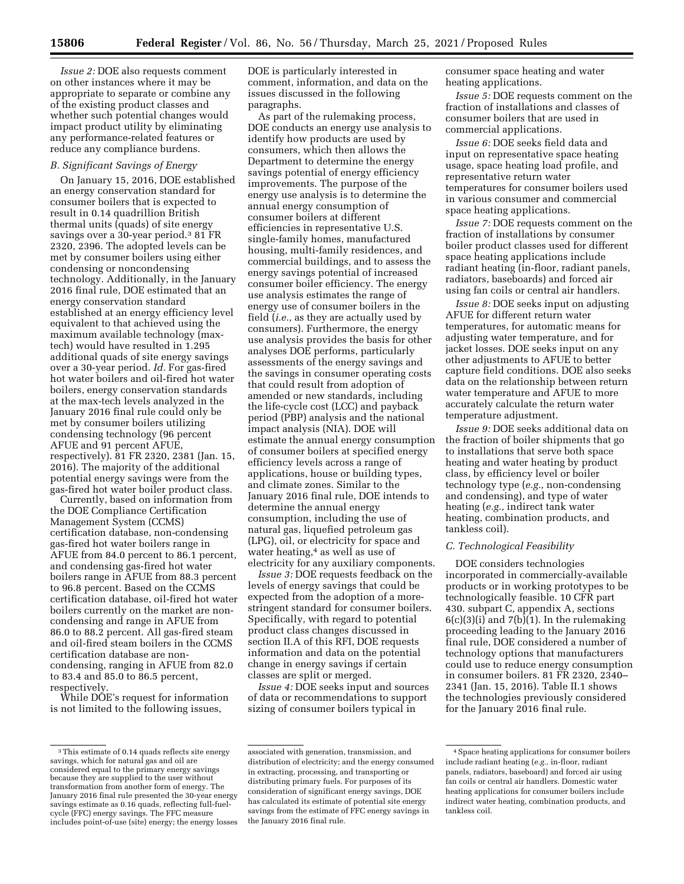*Issue 2:* DOE also requests comment on other instances where it may be appropriate to separate or combine any of the existing product classes and whether such potential changes would impact product utility by eliminating any performance-related features or reduce any compliance burdens.

### *B. Significant Savings of Energy*

On January 15, 2016, DOE established an energy conservation standard for consumer boilers that is expected to result in 0.14 quadrillion British thermal units (quads) of site energy savings over a 30-year period.[3] 81 FR 2320, 2396. The adopted levels can be met by consumer boilers using either condensing or noncondensing technology. Additionally, in the January 2016 final rule, DOE estimated that an energy conservation standard established at an energy efficiency level equivalent to that achieved using the maximum available technology (max-tech) would have resulted in 1.295 additional quads of site energy savings over a 30-year period. *Id.* For gas-fired hot water boilers and oil-fired hot water boilers, energy conservation standards at the max-tech levels analyzed in the January 2016 final rule could only be met by consumer boilers utilizing condensing technology (96 percent AFUE and 91 percent AFUE, respectively). 81 FR 2320, 2381 (Jan. 15, 2016). The majority of the additional potential energy savings were from the gas-fired hot water boiler product class.

Currently, based on information from the DOE Compliance Certification Management System (CCMS) certification database, non-condensing gas-fired hot water boilers range in AFUE from 84.0 percent to 86.1 percent, and condensing gas-fired hot water boilers range in AFUE from 88.3 percent to 96.8 percent. Based on the CCMS certification database, oil-fired hot water boilers currently on the market are non-condensing and range in AFUE from 86.0 to 88.2 percent. All gas-fired steam and oil-fired steam boilers in the CCMS certification database are non-condensing, ranging in AFUE from 82.0 to 83.4 and 85.0 to 86.5 percent, respectively.

While DOE's request for information is not limited to the following issues, DOE is particularly interested in comment, information, and data on the issues discussed in the following paragraphs.

As part of the rulemaking process, DOE conducts an energy use analysis to identify how products are used by consumers, which then allows the Department to determine the energy savings potential of energy efficiency improvements. The purpose of the energy use analysis is to determine the annual energy consumption of consumer boilers at different efficiencies in representative U.S. single-family homes, manufactured housing, multi-family residences, and commercial buildings, and to assess the energy savings potential of increased consumer boiler efficiency. The energy use analysis estimates the range of energy use of consumer boilers in the field (*i.e.,* as they are actually used by consumers). Furthermore, the energy use analysis provides the basis for other analyses DOE performs, particularly assessments of the energy savings and the savings in consumer operating costs that could result from adoption of amended or new standards, including the life-cycle cost (LCC) and payback period (PBP) analysis and the national impact analysis (NIA). DOE will estimate the annual energy consumption of consumer boilers at specified energy efficiency levels across a range of applications, house or building types, and climate zones. Similar to the January 2016 final rule, DOE intends to determine the annual energy consumption, including the use of natural gas, liquefied petroleum gas (LPG), oil, or electricity for space and water heating,[4] as well as use of electricity for any auxiliary components.

*Issue 3:* DOE requests feedback on the levels of energy savings that could be expected from the adoption of a more-stringent standard for consumer boilers. Specifically, with regard to potential product class changes discussed in section II.A of this RFI, DOE requests information and data on the potential change in energy savings if certain classes are split or merged.

*Issue 4:* DOE seeks input and sources of data or recommendations to support sizing of consumer boilers typical in consumer space heating and water heating applications.

*Issue 5:* DOE requests comment on the fraction of installations and classes of consumer boilers that are used in commercial applications.

*Issue 6:* DOE seeks field data and input on representative space heating usage, space heating load profile, and representative return water temperatures for consumer boilers used in various consumer and commercial space heating applications.

*Issue 7:* DOE requests comment on the fraction of installations by consumer boiler product classes used for different space heating applications include radiant heating (in-floor, radiant panels, radiators, baseboards) and forced air using fan coils or central air handlers.

*Issue 8:* DOE seeks input on adjusting AFUE for different return water temperatures, for automatic means for adjusting water temperature, and for jacket losses. DOE seeks input on any other adjustments to AFUE to better capture field conditions. DOE also seeks data on the relationship between return water temperature and AFUE to more accurately calculate the return water temperature adjustment.

*Issue 9:* DOE seeks additional data on the fraction of boiler shipments that go to installations that serve both space heating and water heating by product class, by efficiency level or boiler technology type (*e.g.,* non-condensing and condensing), and type of water heating (*e.g.,* indirect tank water heating, combination products, and tankless coil).

### *C. Technological Feasibility*

DOE considers technologies incorporated in commercially-available products or in working prototypes to be technologically feasible. 10 CFR part 430. subpart C, appendix A, sections 6(c)(3)(i) and 7(b)(1). In the rulemaking proceeding leading to the January 2016 final rule, DOE considered a number of technology options that manufacturers could use to reduce energy consumption in consumer boilers. 81 FR 2320, 2340–2341 (Jan. 15, 2016). Table II.1 shows the technologies previously considered for the January 2016 final rule.

---

[3] This estimate of 0.14 quads reflects site energy savings, which for natural gas and oil are considered equal to the primary energy savings because they are supplied to the user without transformation from another form of energy. The January 2016 final rule presented the 30-year energy savings estimate as 0.16 quads, reflecting full-fuel-cycle (FFC) energy savings. The FFC measure includes point-of-use (site) energy; the energy losses associated with generation, transmission, and distribution of electricity; and the energy consumed in extracting, processing, and transporting or distributing primary fuels. For purposes of its consideration of significant energy savings, DOE has calculated its estimate of potential site energy savings from the estimate of FFC energy savings in the January 2016 final rule.

[4] Space heating applications for consumer boilers include radiant heating (*e.g.,* in-floor, radiant panels, radiators, baseboard) and forced air using fan coils or central air handlers. Domestic water heating applications for consumer boilers include indirect water heating, combination products, and tankless coil.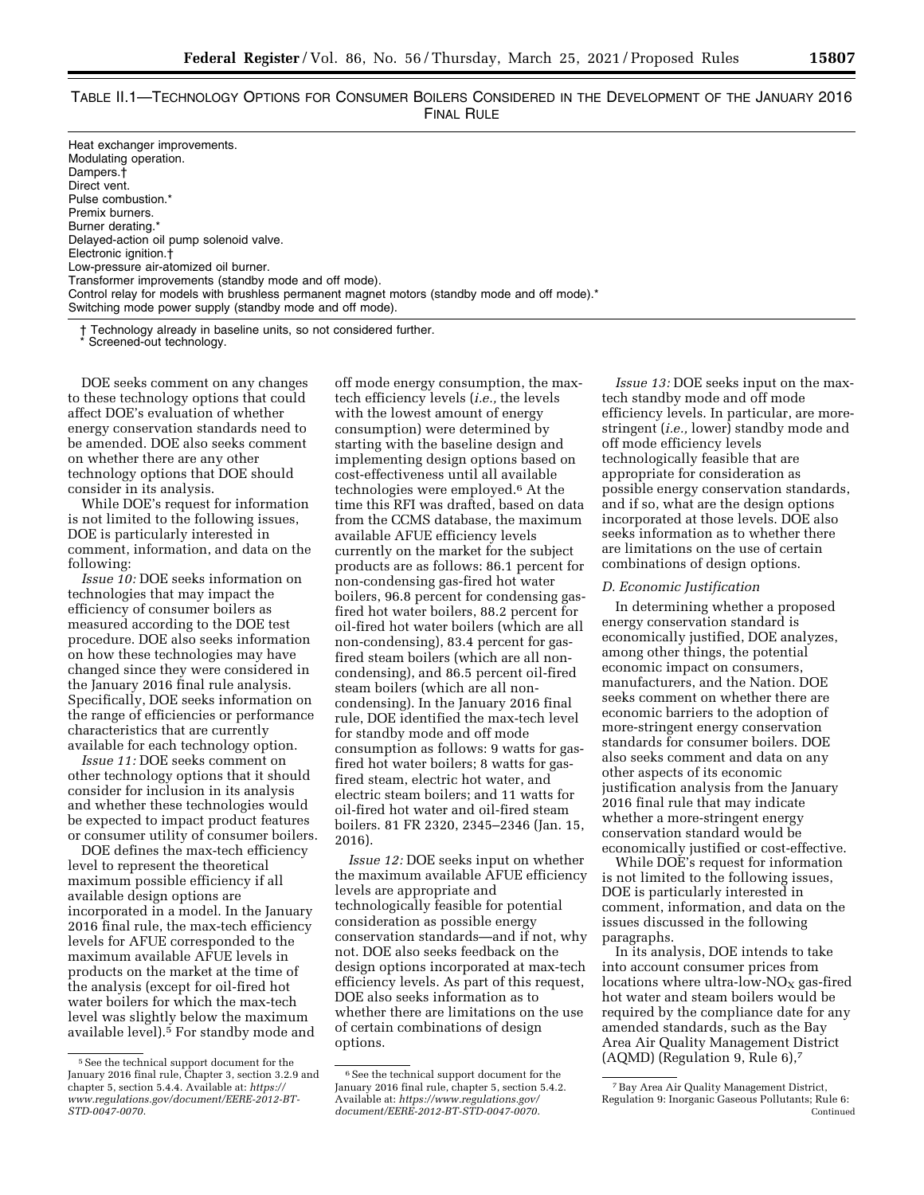TABLE II.1—TECHNOLOGY OPTIONS FOR CONSUMER BOILERS CONSIDERED IN THE DEVELOPMENT OF THE JANUARY 2016 FINAL RULE

| |
|---|
| Heat exchanger improvements. |
| Modulating operation. |
| Dampers.† |
| Direct vent. |
| Pulse combustion.* |
| Premix burners. |
| Burner derating.* |
| Delayed-action oil pump solenoid valve. |
| Electronic ignition.† |
| Low-pressure air-atomized oil burner. |
| Transformer improvements (standby mode and off mode). |
| Control relay for models with brushless permanent magnet motors (standby mode and off mode).* |
| Switching mode power supply (standby mode and off mode). |

† Technology already in baseline units, so not considered further.
* Screened-out technology.

DOE seeks comment on any changes to these technology options that could affect DOE's evaluation of whether energy conservation standards need to be amended. DOE also seeks comment on whether there are any other technology options that DOE should consider in its analysis.

While DOE's request for information is not limited to the following issues, DOE is particularly interested in comment, information, and data on the following:

*Issue 10:* DOE seeks information on technologies that may impact the efficiency of consumer boilers as measured according to the DOE test procedure. DOE also seeks information on how these technologies may have changed since they were considered in the January 2016 final rule analysis. Specifically, DOE seeks information on the range of efficiencies or performance characteristics that are currently available for each technology option.

*Issue 11:* DOE seeks comment on other technology options that it should consider for inclusion in its analysis and whether these technologies would be expected to impact product features or consumer utility of consumer boilers.

DOE defines the max-tech efficiency level to represent the theoretical maximum possible efficiency if all available design options are incorporated in a model. In the January 2016 final rule, the max-tech efficiency levels for AFUE corresponded to the maximum available AFUE levels in products on the market at the time of the analysis (except for oil-fired hot water boilers for which the max-tech level was slightly below the maximum available level).[5] For standby mode and off mode energy consumption, the max-tech efficiency levels (*i.e.,* the levels with the lowest amount of energy consumption) were determined by starting with the baseline design and implementing design options based on cost-effectiveness until all available technologies were employed.[6] At the time this RFI was drafted, based on data from the CCMS database, the maximum available AFUE efficiency levels currently on the market for the subject products are as follows: 86.1 percent for non-condensing gas-fired hot water boilers, 96.8 percent for condensing gas-fired hot water boilers, 88.2 percent for oil-fired hot water boilers (which are all non-condensing), 83.4 percent for gas-fired steam boilers (which are all non-condensing), and 86.5 percent oil-fired steam boilers (which are all non-condensing). In the January 2016 final rule, DOE identified the max-tech level for standby mode and off mode consumption as follows: 9 watts for gas-fired hot water boilers; 8 watts for gas-fired steam, electric hot water, and electric steam boilers; and 11 watts for oil-fired hot water and oil-fired steam boilers. 81 FR 2320, 2345–2346 (Jan. 15, 2016).

*Issue 12:* DOE seeks input on whether the maximum available AFUE efficiency levels are appropriate and technologically feasible for potential consideration as possible energy conservation standards—and if not, why not. DOE also seeks feedback on the design options incorporated at max-tech efficiency levels. As part of this request, DOE also seeks information as to whether there are limitations on the use of certain combinations of design options.

*Issue 13:* DOE seeks input on the max-tech standby mode and off mode efficiency levels. In particular, are more-stringent (*i.e.,* lower) standby mode and off mode efficiency levels technologically feasible that are appropriate for consideration as possible energy conservation standards, and if so, what are the design options incorporated at those levels. DOE also seeks information as to whether there are limitations on the use of certain combinations of design options.

### *D. Economic Justification*

In determining whether a proposed energy conservation standard is economically justified, DOE analyzes, among other things, the potential economic impact on consumers, manufacturers, and the Nation. DOE seeks comment on whether there are economic barriers to the adoption of more-stringent energy conservation standards for consumer boilers. DOE also seeks comment and data on any other aspects of its economic justification analysis from the January 2016 final rule that may indicate whether a more-stringent energy conservation standard would be economically justified or cost-effective.

While DOE's request for information is not limited to the following issues, DOE is particularly interested in comment, information, and data on the issues discussed in the following paragraphs.

In its analysis, DOE intends to take into account consumer prices from locations where ultra-low-$NO_X$ gas-fired hot water and steam boilers would be required by the compliance date for any amended standards, such as the Bay Area Air Quality Management District (AQMD) (Regulation 9, Rule 6),[7]

---

[5] See the technical support document for the January 2016 final rule, Chapter 3, section 3.2.9 and chapter 5, section 5.4.4. Available at: *https://www.regulations.gov/document/EERE-2012-BT-STD-0047-0070.*

[6] See the technical support document for the January 2016 final rule, chapter 5, section 5.4.2. Available at: *https://www.regulations.gov/document/EERE-2012-BT-STD-0047-0070.*

[7] Bay Area Air Quality Management District, Regulation 9: Inorganic Gaseous Pollutants; Rule 6: Continued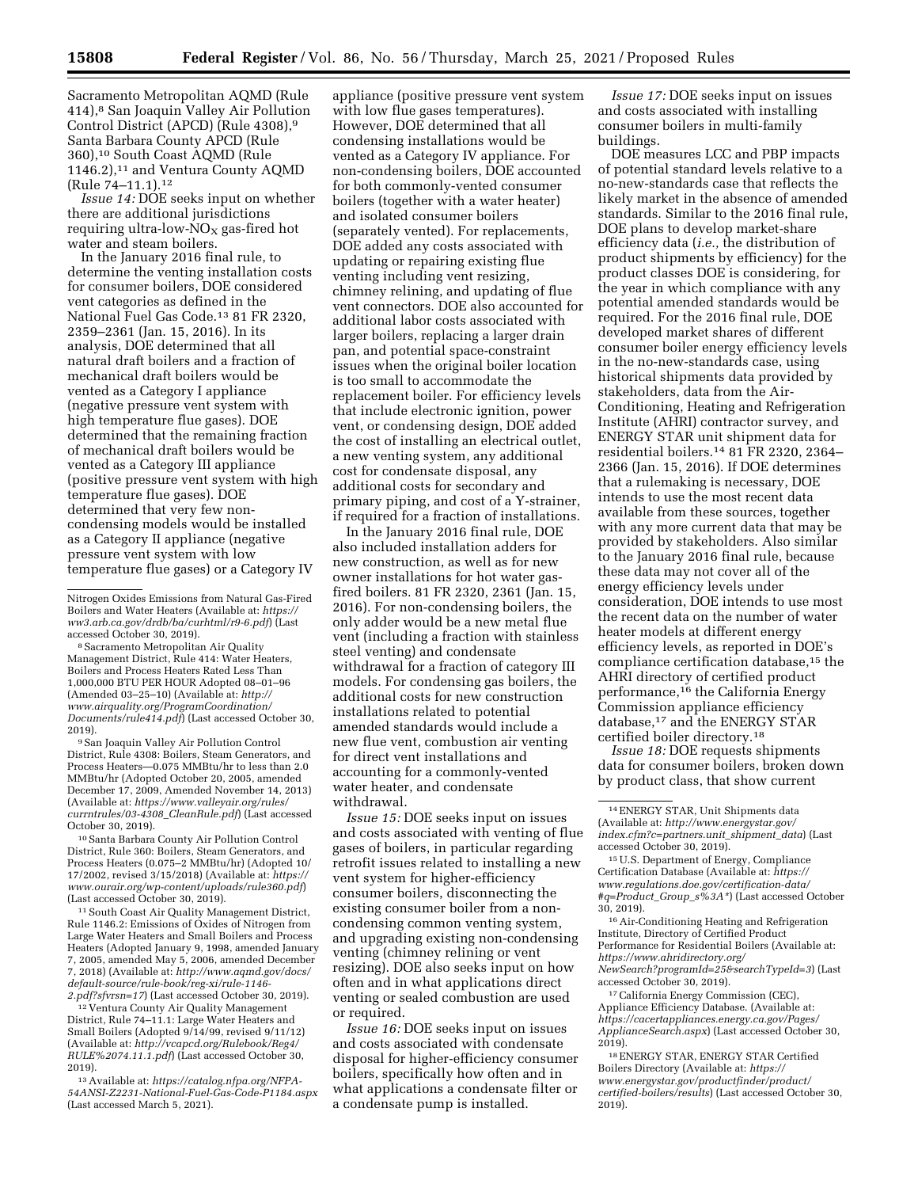Sacramento Metropolitan AQMD (Rule 414),[8] San Joaquin Valley Air Pollution Control District (APCD) (Rule 4308),[9] Santa Barbara County APCD (Rule 360),[10] South Coast AQMD (Rule 1146.2),[11] and Ventura County AQMD (Rule 74–11.1).[12]

*Issue 14:* DOE seeks input on whether there are additional jurisdictions requiring ultra-low-$NO_X$ gas-fired hot water and steam boilers.

In the January 2016 final rule, to determine the venting installation costs for consumer boilers, DOE considered vent categories as defined in the National Fuel Gas Code.[13] 81 FR 2320, 2359–2361 (Jan. 15, 2016). In its analysis, DOE determined that all natural draft boilers and a fraction of mechanical draft boilers would be vented as a Category I appliance (negative pressure vent system with high temperature flue gases). DOE determined that the remaining fraction of mechanical draft boilers would be vented as a Category III appliance (positive pressure vent system with high temperature flue gases). DOE determined that very few non-condensing models would be installed as a Category II appliance (negative pressure vent system with low temperature flue gases) or a Category IV appliance (positive pressure vent system with low flue gases temperatures). However, DOE determined that all condensing installations would be vented as a Category IV appliance. For non-condensing boilers, DOE accounted for both commonly-vented consumer boilers (together with a water heater) and isolated consumer boilers (separately vented). For replacements, DOE added any costs associated with updating or repairing existing flue venting including vent resizing, chimney relining, and updating of flue vent connectors. DOE also accounted for additional labor costs associated with larger boilers, replacing a larger drain pan, and potential space-constraint issues when the original boiler location is too small to accommodate the replacement boiler. For efficiency levels that include electronic ignition, power vent, or condensing design, DOE added the cost of installing an electrical outlet, a new venting system, any additional cost for condensate disposal, any additional costs for secondary and primary piping, and cost of a Y-strainer, if required for a fraction of installations.

In the January 2016 final rule, DOE also included installation adders for new construction, as well as for new owner installations for hot water gas-fired boilers. 81 FR 2320, 2361 (Jan. 15, 2016). For non-condensing boilers, the only adder would be a new metal flue vent (including a fraction with stainless steel venting) and condensate withdrawal for a fraction of category III models. For condensing gas boilers, the additional costs for new construction installations related to potential amended standards would include a new flue vent, combustion air venting for direct vent installations and accounting for a commonly-vented water heater, and condensate withdrawal.

*Issue 15:* DOE seeks input on issues and costs associated with venting of flue gases of boilers, in particular regarding retrofit issues related to installing a new vent system for higher-efficiency consumer boilers, disconnecting the existing consumer boiler from a non-condensing common venting system, and upgrading existing non-condensing venting (chimney relining or vent resizing). DOE also seeks input on how often and in what applications direct venting or sealed combustion are used or required.

*Issue 16:* DOE seeks input on issues and costs associated with condensate disposal for higher-efficiency consumer boilers, specifically how often and in what applications a condensate filter or a condensate pump is installed.

*Issue 17:* DOE seeks input on issues and costs associated with installing consumer boilers in multi-family buildings.

DOE measures LCC and PBP impacts of potential standard levels relative to a no-new-standards case that reflects the likely market in the absence of amended standards. Similar to the 2016 final rule, DOE plans to develop market-share efficiency data (*i.e.,* the distribution of product shipments by efficiency) for the product classes DOE is considering, for the year in which compliance with any potential amended standards would be required. For the 2016 final rule, DOE developed market shares of different consumer boiler energy efficiency levels in the no-new-standards case, using historical shipments data provided by stakeholders, data from the Air-Conditioning, Heating and Refrigeration Institute (AHRI) contractor survey, and ENERGY STAR unit shipment data for residential boilers.[14] 81 FR 2320, 2364–2366 (Jan. 15, 2016). If DOE determines that a rulemaking is necessary, DOE intends to use the most recent data available from these sources, together with any more current data that may be provided by stakeholders. Also similar to the January 2016 final rule, because these data may not cover all of the energy efficiency levels under consideration, DOE intends to use most the recent data on the number of water heater models at different energy efficiency levels, as reported in DOE's compliance certification database,[15] the AHRI directory of certified product performance,[16] the California Energy Commission appliance efficiency database,[17] and the ENERGY STAR certified boiler directory.[18]

*Issue 18:* DOE requests shipments data for consumer boilers, broken down by product class, that show current

---

Nitrogen Oxides Emissions from Natural Gas-Fired Boilers and Water Heaters (Available at: *https://ww3.arb.ca.gov/drdb/ba/curhtml/r9-6.pdf*) (Last accessed October 30, 2019).

[8] Sacramento Metropolitan Air Quality Management District, Rule 414: Water Heaters, Boilers and Process Heaters Rated Less Than 1,000,000 BTU PER HOUR Adopted 08–01–96 (Amended 03–25–10) (Available at: *http://www.airquality.org/ProgramCoordination/Documents/rule414.pdf*) (Last accessed October 30, 2019).

[9] San Joaquin Valley Air Pollution Control District, Rule 4308: Boilers, Steam Generators, and Process Heaters—0.075 MMBtu/hr to less than 2.0 MMBtu/hr (Adopted October 20, 2005, amended December 17, 2009, Amended November 14, 2013) (Available at: *https://www.valleyair.org/rules/currntrules/03-4308_CleanRule.pdf*) (Last accessed October 30, 2019).

[10] Santa Barbara County Air Pollution Control District, Rule 360: Boilers, Steam Generators, and Process Heaters (0.075–2 MMBtu/hr) (Adopted 10/17/2002, revised 3/15/2018) (Available at: *https://www.ourair.org/wp-content/uploads/rule360.pdf*) (Last accessed October 30, 2019).

[11] South Coast Air Quality Management District, Rule 1146.2: Emissions of Oxides of Nitrogen from Large Water Heaters and Small Boilers and Process Heaters (Adopted January 9, 1998, amended January 7, 2005, amended May 5, 2006, amended December 7, 2018) (Available at: *http://www.aqmd.gov/docs/default-source/rule-book/reg-xi/rule-1146-2.pdf?sfvrsn=17*) (Last accessed October 30, 2019).

[12] Ventura County Air Quality Management District, Rule 74–11.1: Large Water Heaters and Small Boilers (Adopted 9/14/99, revised 9/11/12) (Available at: *http://vcapcd.org/Rulebook/Reg4/RULE%2074.11.1.pdf*) (Last accessed October 30, 2019).

[13] Available at: *https://catalog.nfpa.org/NFPA-54ANSI-Z2231-National-Fuel-Gas-Code-P1184.aspx* (Last accessed March 5, 2021).

[14] ENERGY STAR, Unit Shipments data (Available at: *http://www.energystar.gov/index.cfm?c=partners.unit_shipment_data*) (Last accessed October 30, 2019).

[15] U.S. Department of Energy, Compliance Certification Database (Available at: *https://www.regulations.doe.gov/certification-data/#q=Product_Group_s%3A**) (Last accessed October 30, 2019).

[16] Air-Conditioning Heating and Refrigeration Institute, Directory of Certified Product Performance for Residential Boilers (Available at: *https://www.ahridirectory.org/NewSearch?programId=25&searchTypeId=3*) (Last accessed October 30, 2019).

[17] California Energy Commission (CEC), Appliance Efficiency Database. (Available at: *https://cacertappliances.energy.ca.gov/Pages/ApplianceSearch.aspx*) (Last accessed October 30, 2019).

[18] ENERGY STAR, ENERGY STAR Certified Boilers Directory (Available at: *https://www.energystar.gov/productfinder/product/certified-boilers/results*) (Last accessed October 30, 2019).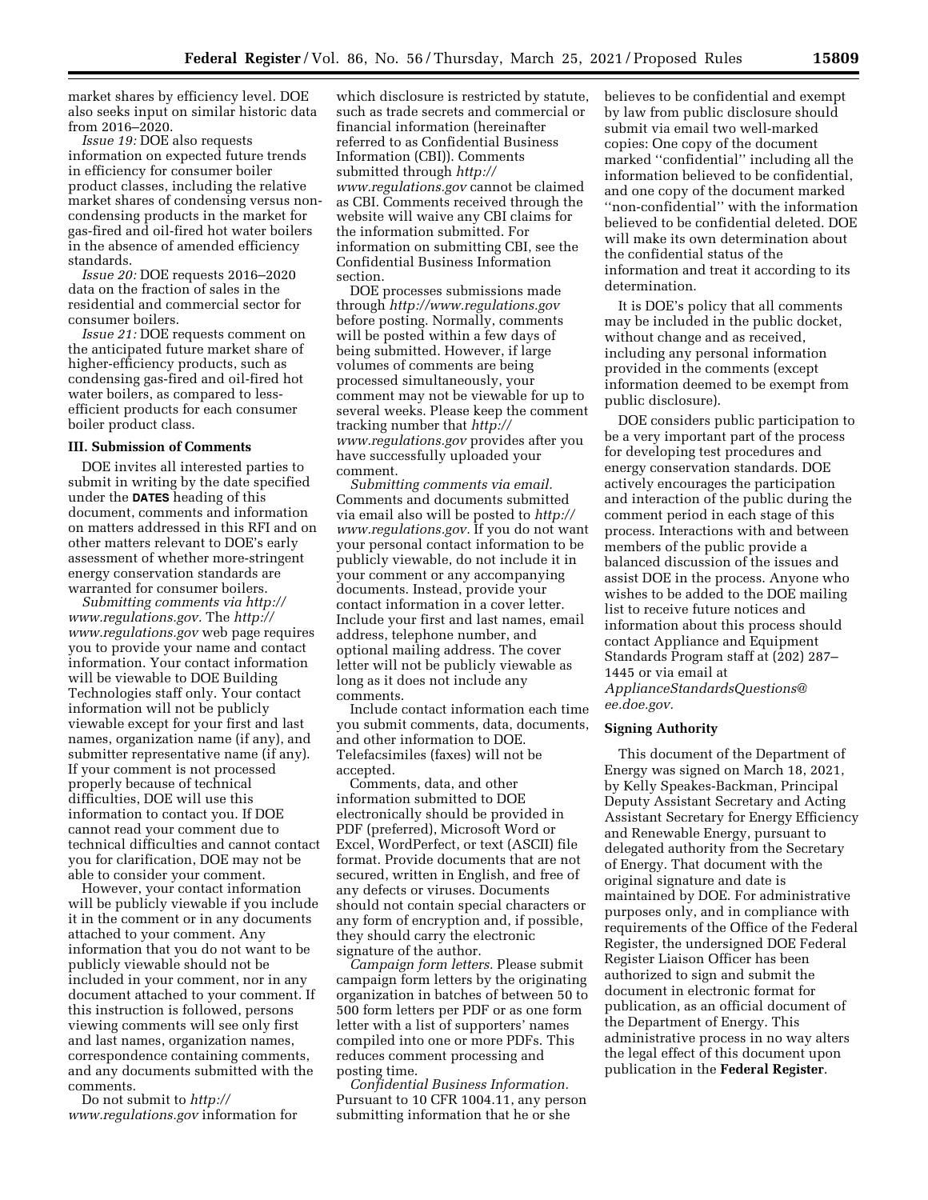market shares by efficiency level. DOE also seeks input on similar historic data from 2016–2020.

*Issue 19:* DOE also requests information on expected future trends in efficiency for consumer boiler product classes, including the relative market shares of condensing versus non-condensing products in the market for gas-fired and oil-fired hot water boilers in the absence of amended efficiency standards.

*Issue 20:* DOE requests 2016–2020 data on the fraction of sales in the residential and commercial sector for consumer boilers.

*Issue 21:* DOE requests comment on the anticipated future market share of higher-efficiency products, such as condensing gas-fired and oil-fired hot water boilers, as compared to less-efficient products for each consumer boiler product class.

### III. Submission of Comments

DOE invites all interested parties to submit in writing by the date specified under the **DATES** heading of this document, comments and information on matters addressed in this RFI and on other matters relevant to DOE's early assessment of whether more-stringent energy conservation standards are warranted for consumer boilers.

*Submitting comments via http://www.regulations.gov.* The *http://www.regulations.gov* web page requires you to provide your name and contact information. Your contact information will be viewable to DOE Building Technologies staff only. Your contact information will not be publicly viewable except for your first and last names, organization name (if any), and submitter representative name (if any). If your comment is not processed properly because of technical difficulties, DOE will use this information to contact you. If DOE cannot read your comment due to technical difficulties and cannot contact you for clarification, DOE may not be able to consider your comment.

However, your contact information will be publicly viewable if you include it in the comment or in any documents attached to your comment. Any information that you do not want to be publicly viewable should not be included in your comment, nor in any document attached to your comment. If this instruction is followed, persons viewing comments will see only first and last names, organization names, correspondence containing comments, and any documents submitted with the comments.

Do not submit to *http://www.regulations.gov* information for which disclosure is restricted by statute, such as trade secrets and commercial or financial information (hereinafter referred to as Confidential Business Information (CBI)). Comments submitted through *http://www.regulations.gov* cannot be claimed as CBI. Comments received through the website will waive any CBI claims for the information submitted. For information on submitting CBI, see the Confidential Business Information section.

DOE processes submissions made through *http://www.regulations.gov* before posting. Normally, comments will be posted within a few days of being submitted. However, if large volumes of comments are being processed simultaneously, your comment may not be viewable for up to several weeks. Please keep the comment tracking number that *http://www.regulations.gov* provides after you have successfully uploaded your comment.

*Submitting comments via email.* Comments and documents submitted via email also will be posted to *http://www.regulations.gov.* If you do not want your personal contact information to be publicly viewable, do not include it in your comment or any accompanying documents. Instead, provide your contact information in a cover letter. Include your first and last names, email address, telephone number, and optional mailing address. The cover letter will not be publicly viewable as long as it does not include any comments.

Include contact information each time you submit comments, data, documents, and other information to DOE. Telefacsimiles (faxes) will not be accepted.

Comments, data, and other information submitted to DOE electronically should be provided in PDF (preferred), Microsoft Word or Excel, WordPerfect, or text (ASCII) file format. Provide documents that are not secured, written in English, and free of any defects or viruses. Documents should not contain special characters or any form of encryption and, if possible, they should carry the electronic signature of the author.

*Campaign form letters.* Please submit campaign form letters by the originating organization in batches of between 50 to 500 form letters per PDF or as one form letter with a list of supporters' names compiled into one or more PDFs. This reduces comment processing and posting time.

*Confidential Business Information.* Pursuant to 10 CFR 1004.11, any person submitting information that he or she believes to be confidential and exempt by law from public disclosure should submit via email two well-marked copies: One copy of the document marked ''confidential'' including all the information believed to be confidential, and one copy of the document marked ''non-confidential'' with the information believed to be confidential deleted. DOE will make its own determination about the confidential status of the information and treat it according to its determination.

It is DOE's policy that all comments may be included in the public docket, without change and as received, including any personal information provided in the comments (except information deemed to be exempt from public disclosure).

DOE considers public participation to be a very important part of the process for developing test procedures and energy conservation standards. DOE actively encourages the participation and interaction of the public during the comment period in each stage of this process. Interactions with and between members of the public provide a balanced discussion of the issues and assist DOE in the process. Anyone who wishes to be added to the DOE mailing list to receive future notices and information about this process should contact Appliance and Equipment Standards Program staff at (202) 287–1445 or via email at *ApplianceStandardsQuestions@ee.doe.gov.*

### Signing Authority

This document of the Department of Energy was signed on March 18, 2021, by Kelly Speakes-Backman, Principal Deputy Assistant Secretary and Acting Assistant Secretary for Energy Efficiency and Renewable Energy, pursuant to delegated authority from the Secretary of Energy. That document with the original signature and date is maintained by DOE. For administrative purposes only, and in compliance with requirements of the Office of the Federal Register, the undersigned DOE Federal Register Liaison Officer has been authorized to sign and submit the document in electronic format for publication, as an official document of the Department of Energy. This administrative process in no way alters the legal effect of this document upon publication in the **Federal Register**.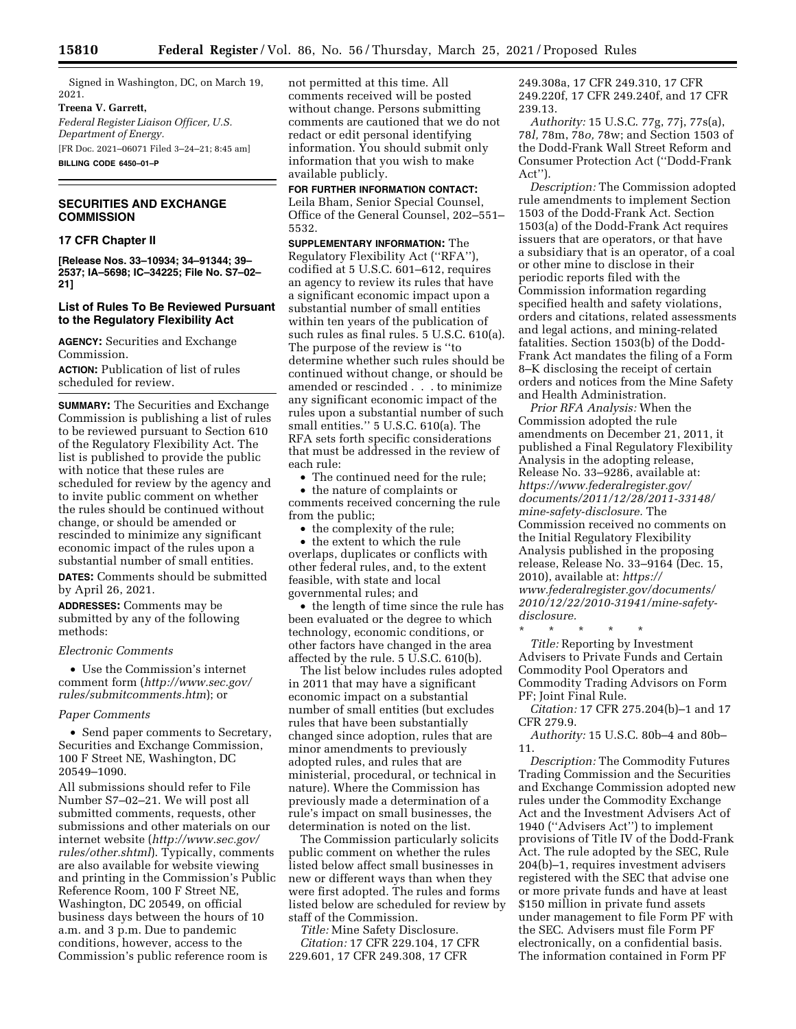Signed in Washington, DC, on March 19, 2021.

**Treena V. Garrett,**

*Federal Register Liaison Officer, U.S. Department of Energy.*

[FR Doc. 2021–06071 Filed 3–24–21; 8:45 am]

**BILLING CODE 6450–01–P**

## SECURITIES AND EXCHANGE COMMISSION

### 17 CFR Chapter II

**[Release Nos. 33–10934; 34–91344; 39–2537; IA–5698; IC–34225; File No. S7–02–21]**

### List of Rules To Be Reviewed Pursuant to the Regulatory Flexibility Act

**AGENCY:** Securities and Exchange Commission.

**ACTION:** Publication of list of rules scheduled for review.

**SUMMARY:** The Securities and Exchange Commission is publishing a list of rules to be reviewed pursuant to Section 610 of the Regulatory Flexibility Act. The list is published to provide the public with notice that these rules are scheduled for review by the agency and to invite public comment on whether the rules should be continued without change, or should be amended or rescinded to minimize any significant economic impact of the rules upon a substantial number of small entities.

**DATES:** Comments should be submitted by April 26, 2021.

**ADDRESSES:** Comments may be submitted by any of the following methods:

*Electronic Comments*

- Use the Commission's internet comment form (*http://www.sec.gov/rules/submitcomments.htm*); or

*Paper Comments*

- Send paper comments to Secretary, Securities and Exchange Commission, 100 F Street NE, Washington, DC 20549–1090.

All submissions should refer to File Number S7–02–21. We will post all submitted comments, requests, other submissions and other materials on our internet website (*http://www.sec.gov/rules/other.shtml*). Typically, comments are also available for website viewing and printing in the Commission's Public Reference Room, 100 F Street NE, Washington, DC 20549, on official business days between the hours of 10 a.m. and 3 p.m. Due to pandemic conditions, however, access to the Commission's public reference room is not permitted at this time. All comments received will be posted without change. Persons submitting comments are cautioned that we do not redact or edit personal identifying information. You should submit only information that you wish to make available publicly.

**FOR FURTHER INFORMATION CONTACT:** Leila Bham, Senior Special Counsel, Office of the General Counsel, 202–551–5532.

**SUPPLEMENTARY INFORMATION:** The Regulatory Flexibility Act (''RFA''), codified at 5 U.S.C. 601–612, requires an agency to review its rules that have a significant economic impact upon a substantial number of small entities within ten years of the publication of such rules as final rules. 5 U.S.C. 610(a). The purpose of the review is ''to determine whether such rules should be continued without change, or should be amended or rescinded . . . to minimize any significant economic impact of the rules upon a substantial number of such small entities.'' 5 U.S.C. 610(a). The RFA sets forth specific considerations that must be addressed in the review of each rule:

- The continued need for the rule;
- the nature of complaints or comments received concerning the rule from the public;
- the complexity of the rule;
- the extent to which the rule overlaps, duplicates or conflicts with other federal rules, and, to the extent feasible, with state and local governmental rules; and
- the length of time since the rule has been evaluated or the degree to which technology, economic conditions, or other factors have changed in the area affected by the rule. 5 U.S.C. 610(b).

The list below includes rules adopted in 2011 that may have a significant economic impact on a substantial number of small entities (but excludes rules that have been substantially changed since adoption, rules that are minor amendments to previously adopted rules, and rules that are ministerial, procedural, or technical in nature). Where the Commission has previously made a determination of a rule's impact on small businesses, the determination is noted on the list.

The Commission particularly solicits public comment on whether the rules listed below affect small businesses in new or different ways than when they were first adopted. The rules and forms listed below are scheduled for review by staff of the Commission.

*Title:* Mine Safety Disclosure.

*Citation:* 17 CFR 229.104, 17 CFR 229.601, 17 CFR 249.308, 17 CFR 249.308a, 17 CFR 249.310, 17 CFR 249.220f, 17 CFR 249.240f, and 17 CFR 239.13.

*Authority:* 15 U.S.C. 77g, 77j, 77s(a), 78*l,* 78m, 78*o,* 78w; and Section 1503 of the Dodd-Frank Wall Street Reform and Consumer Protection Act (''Dodd-Frank Act'').

*Description:* The Commission adopted rule amendments to implement Section 1503 of the Dodd-Frank Act. Section 1503(a) of the Dodd-Frank Act requires issuers that are operators, or that have a subsidiary that is an operator, of a coal or other mine to disclose in their periodic reports filed with the Commission information regarding specified health and safety violations, orders and citations, related assessments and legal actions, and mining-related fatalities. Section 1503(b) of the Dodd-Frank Act mandates the filing of a Form 8–K disclosing the receipt of certain orders and notices from the Mine Safety and Health Administration.

*Prior RFA Analysis:* When the Commission adopted the rule amendments on December 21, 2011, it published a Final Regulatory Flexibility Analysis in the adopting release, Release No. 33–9286, available at: *https://www.federalregister.gov/documents/2011/12/28/2011-33148/mine-safety-disclosure.* The Commission received no comments on the Initial Regulatory Flexibility Analysis published in the proposing release, Release No. 33–9164 (Dec. 15, 2010), available at: *https://www.federalregister.gov/documents/2010/12/22/2010-31941/mine-safety-disclosure.*

\* \* \* \* \*

*Title:* Reporting by Investment Advisers to Private Funds and Certain Commodity Pool Operators and Commodity Trading Advisors on Form PF; Joint Final Rule.

*Citation:* 17 CFR 275.204(b)–1 and 17 CFR 279.9.

*Authority:* 15 U.S.C. 80b–4 and 80b–11.

*Description:* The Commodity Futures Trading Commission and the Securities and Exchange Commission adopted new rules under the Commodity Exchange Act and the Investment Advisers Act of 1940 (''Advisers Act'') to implement provisions of Title IV of the Dodd-Frank Act. The rule adopted by the SEC, Rule 204(b)–1, requires investment advisers registered with the SEC that advise one or more private funds and have at least \$150 million in private fund assets under management to file Form PF with the SEC. Advisers must file Form PF electronically, on a confidential basis. The information contained in Form PF